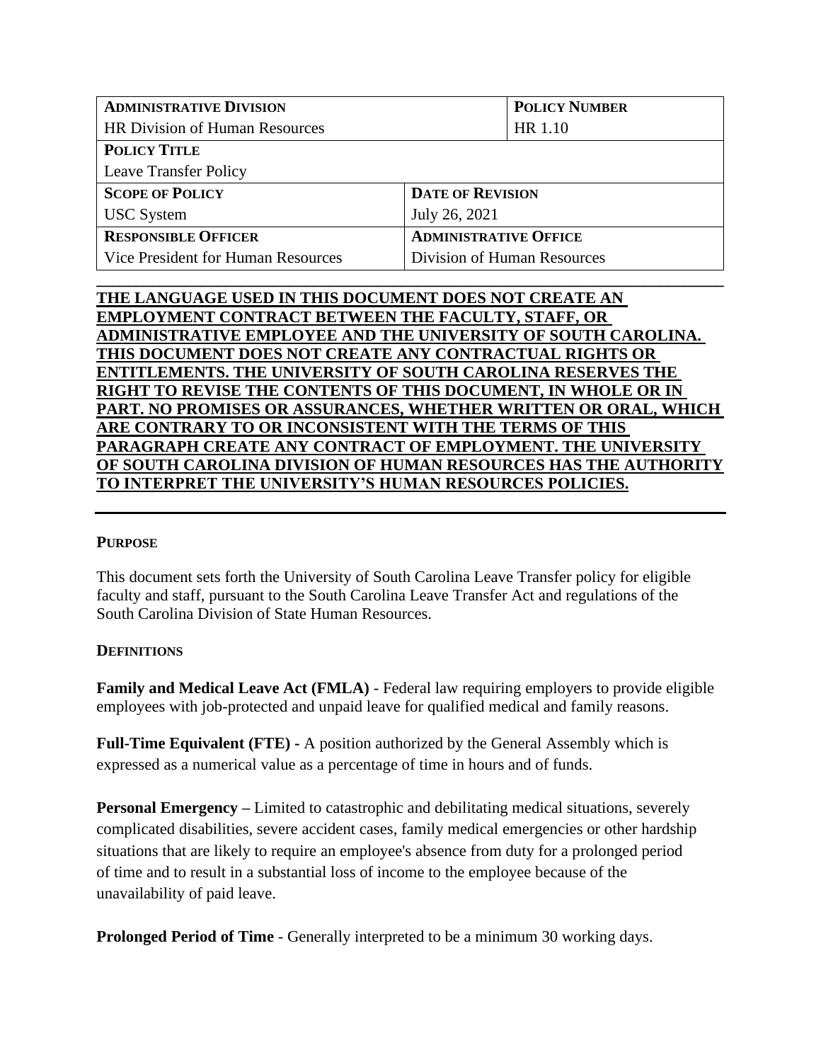| **ADMINISTRATIVE DIVISION** | | **POLICY NUMBER** |
|---|---|---|
| HR Division of Human Resources | | HR 1.10 |
| **POLICY TITLE** | | |
| Leave Transfer Policy | | |
| **SCOPE OF POLICY** | **DATE OF REVISION** | |
| USC System | July 26, 2021 | |
| **RESPONSIBLE OFFICER** | **ADMINISTRATIVE OFFICE** | |
| Vice President for Human Resources | Division of Human Resources | |

**THE LANGUAGE USED IN THIS DOCUMENT DOES NOT CREATE AN EMPLOYMENT CONTRACT BETWEEN THE FACULTY, STAFF, OR ADMINISTRATIVE EMPLOYEE AND THE UNIVERSITY OF SOUTH CAROLINA. THIS DOCUMENT DOES NOT CREATE ANY CONTRACTUAL RIGHTS OR ENTITLEMENTS. THE UNIVERSITY OF SOUTH CAROLINA RESERVES THE RIGHT TO REVISE THE CONTENTS OF THIS DOCUMENT, IN WHOLE OR IN PART. NO PROMISES OR ASSURANCES, WHETHER WRITTEN OR ORAL, WHICH ARE CONTRARY TO OR INCONSISTENT WITH THE TERMS OF THIS PARAGRAPH CREATE ANY CONTRACT OF EMPLOYMENT. THE UNIVERSITY OF SOUTH CAROLINA DIVISION OF HUMAN RESOURCES HAS THE AUTHORITY TO INTERPRET THE UNIVERSITY'S HUMAN RESOURCES POLICIES.**

## PURPOSE

This document sets forth the University of South Carolina Leave Transfer policy for eligible faculty and staff, pursuant to the South Carolina Leave Transfer Act and regulations of the South Carolina Division of State Human Resources.

## DEFINITIONS

**Family and Medical Leave Act (FMLA)** - Federal law requiring employers to provide eligible employees with job-protected and unpaid leave for qualified medical and family reasons.

**Full-Time Equivalent (FTE) -** A position authorized by the General Assembly which is expressed as a numerical value as a percentage of time in hours and of funds.

**Personal Emergency –** Limited to catastrophic and debilitating medical situations, severely complicated disabilities, severe accident cases, family medical emergencies or other hardship situations that are likely to require an employee's absence from duty for a prolonged period of time and to result in a substantial loss of income to the employee because of the unavailability of paid leave.

**Prolonged Period of Time** - Generally interpreted to be a minimum 30 working days.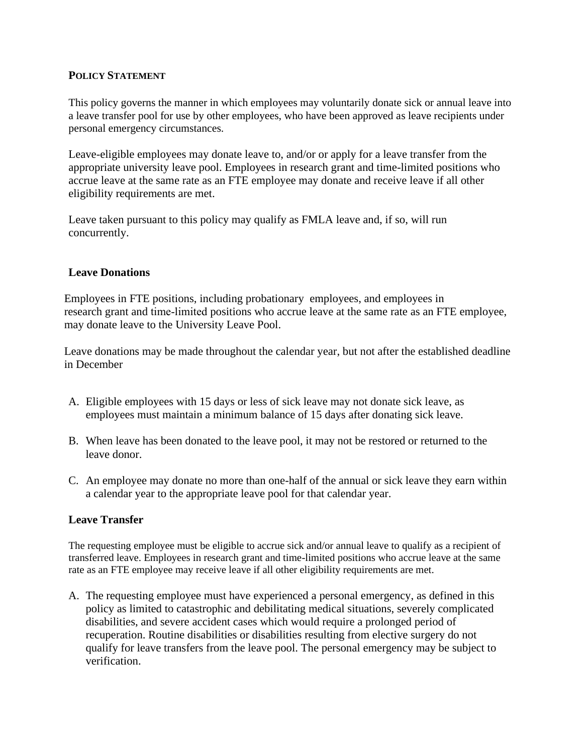## POLICY STATEMENT

This policy governs the manner in which employees may voluntarily donate sick or annual leave into a leave transfer pool for use by other employees, who have been approved as leave recipients under personal emergency circumstances.

Leave-eligible employees may donate leave to, and/or or apply for a leave transfer from the appropriate university leave pool. Employees in research grant and time-limited positions who accrue leave at the same rate as an FTE employee may donate and receive leave if all other eligibility requirements are met.

Leave taken pursuant to this policy may qualify as FMLA leave and, if so, will run concurrently.

### Leave Donations

Employees in FTE positions, including probationary employees, and employees in research grant and time-limited positions who accrue leave at the same rate as an FTE employee, may donate leave to the University Leave Pool.

Leave donations may be made throughout the calendar year, but not after the established deadline in December

A. Eligible employees with 15 days or less of sick leave may not donate sick leave, as employees must maintain a minimum balance of 15 days after donating sick leave.

B. When leave has been donated to the leave pool, it may not be restored or returned to the leave donor.

C. An employee may donate no more than one-half of the annual or sick leave they earn within a calendar year to the appropriate leave pool for that calendar year.

### Leave Transfer

The requesting employee must be eligible to accrue sick and/or annual leave to qualify as a recipient of transferred leave. Employees in research grant and time-limited positions who accrue leave at the same rate as an FTE employee may receive leave if all other eligibility requirements are met.

A. The requesting employee must have experienced a personal emergency, as defined in this policy as limited to catastrophic and debilitating medical situations, severely complicated disabilities, and severe accident cases which would require a prolonged period of recuperation. Routine disabilities or disabilities resulting from elective surgery do not qualify for leave transfers from the leave pool. The personal emergency may be subject to verification.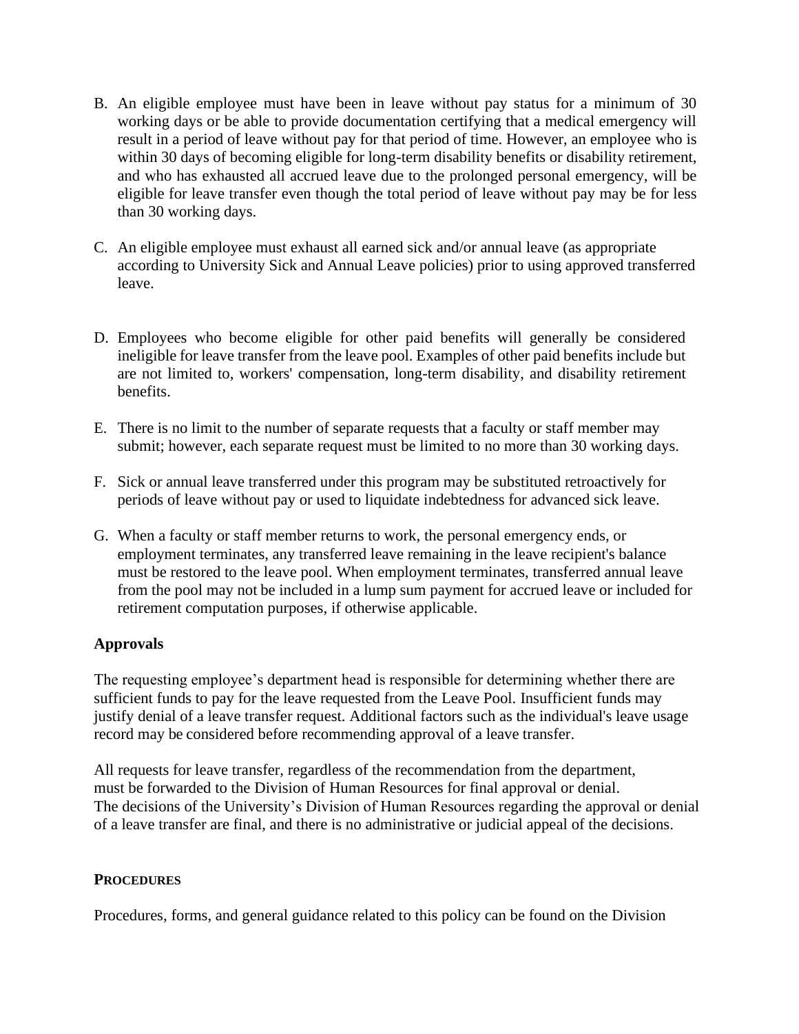B. An eligible employee must have been in leave without pay status for a minimum of 30 working days or be able to provide documentation certifying that a medical emergency will result in a period of leave without pay for that period of time. However, an employee who is within 30 days of becoming eligible for long-term disability benefits or disability retirement, and who has exhausted all accrued leave due to the prolonged personal emergency, will be eligible for leave transfer even though the total period of leave without pay may be for less than 30 working days.

C. An eligible employee must exhaust all earned sick and/or annual leave (as appropriate according to University Sick and Annual Leave policies) prior to using approved transferred leave.

D. Employees who become eligible for other paid benefits will generally be considered ineligible for leave transfer from the leave pool. Examples of other paid benefits include but are not limited to, workers' compensation, long-term disability, and disability retirement benefits.

E. There is no limit to the number of separate requests that a faculty or staff member may submit; however, each separate request must be limited to no more than 30 working days.

F. Sick or annual leave transferred under this program may be substituted retroactively for periods of leave without pay or used to liquidate indebtedness for advanced sick leave.

G. When a faculty or staff member returns to work, the personal emergency ends, or employment terminates, any transferred leave remaining in the leave recipient's balance must be restored to the leave pool. When employment terminates, transferred annual leave from the pool may not be included in a lump sum payment for accrued leave or included for retirement computation purposes, if otherwise applicable.

**Approvals**

The requesting employee's department head is responsible for determining whether there are sufficient funds to pay for the leave requested from the Leave Pool. Insufficient funds may justify denial of a leave transfer request. Additional factors such as the individual's leave usage record may be considered before recommending approval of a leave transfer.

All requests for leave transfer, regardless of the recommendation from the department, must be forwarded to the Division of Human Resources for final approval or denial. The decisions of the University's Division of Human Resources regarding the approval or denial of a leave transfer are final, and there is no administrative or judicial appeal of the decisions.

**PROCEDURES**

Procedures, forms, and general guidance related to this policy can be found on the Division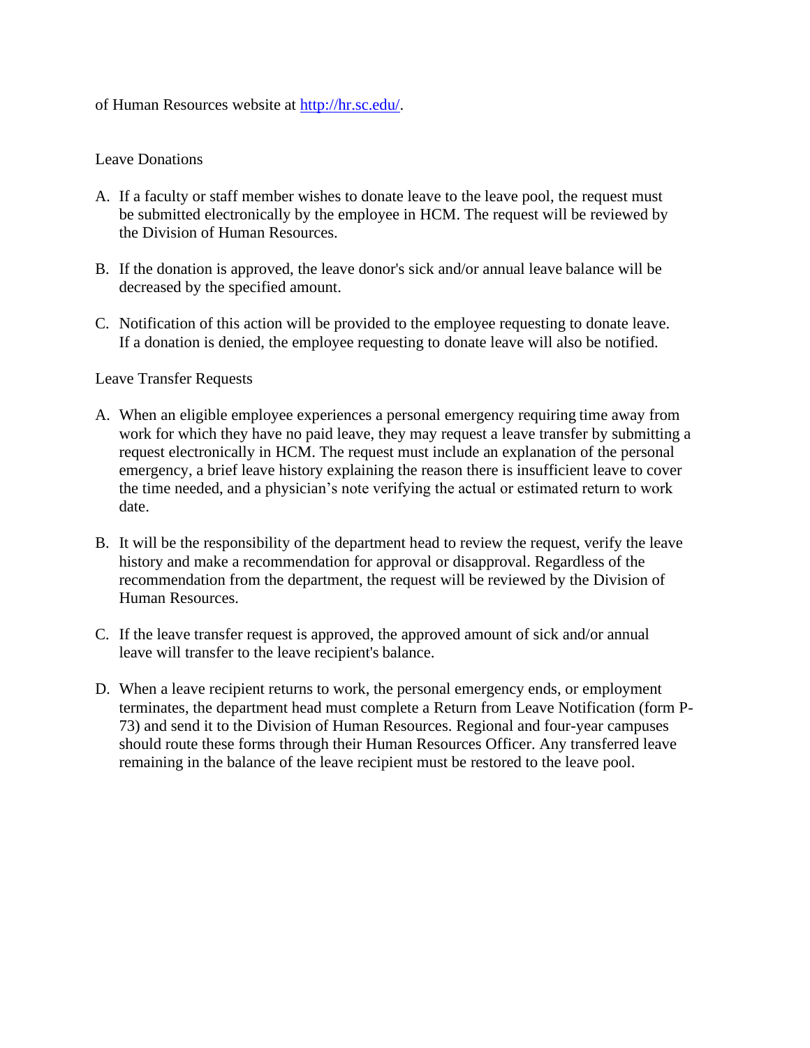of Human Resources website at [http://hr.sc.edu/](http://hr.sc.edu/).

## Leave Donations

A. If a faculty or staff member wishes to donate leave to the leave pool, the request must be submitted electronically by the employee in HCM. The request will be reviewed by the Division of Human Resources.

B. If the donation is approved, the leave donor's sick and/or annual leave balance will be decreased by the specified amount.

C. Notification of this action will be provided to the employee requesting to donate leave. If a donation is denied, the employee requesting to donate leave will also be notified.

## Leave Transfer Requests

A. When an eligible employee experiences a personal emergency requiring time away from work for which they have no paid leave, they may request a leave transfer by submitting a request electronically in HCM. The request must include an explanation of the personal emergency, a brief leave history explaining the reason there is insufficient leave to cover the time needed, and a physician's note verifying the actual or estimated return to work date.

B. It will be the responsibility of the department head to review the request, verify the leave history and make a recommendation for approval or disapproval. Regardless of the recommendation from the department, the request will be reviewed by the Division of Human Resources.

C. If the leave transfer request is approved, the approved amount of sick and/or annual leave will transfer to the leave recipient's balance.

D. When a leave recipient returns to work, the personal emergency ends, or employment terminates, the department head must complete a Return from Leave Notification (form P-73) and send it to the Division of Human Resources. Regional and four-year campuses should route these forms through their Human Resources Officer. Any transferred leave remaining in the balance of the leave recipient must be restored to the leave pool.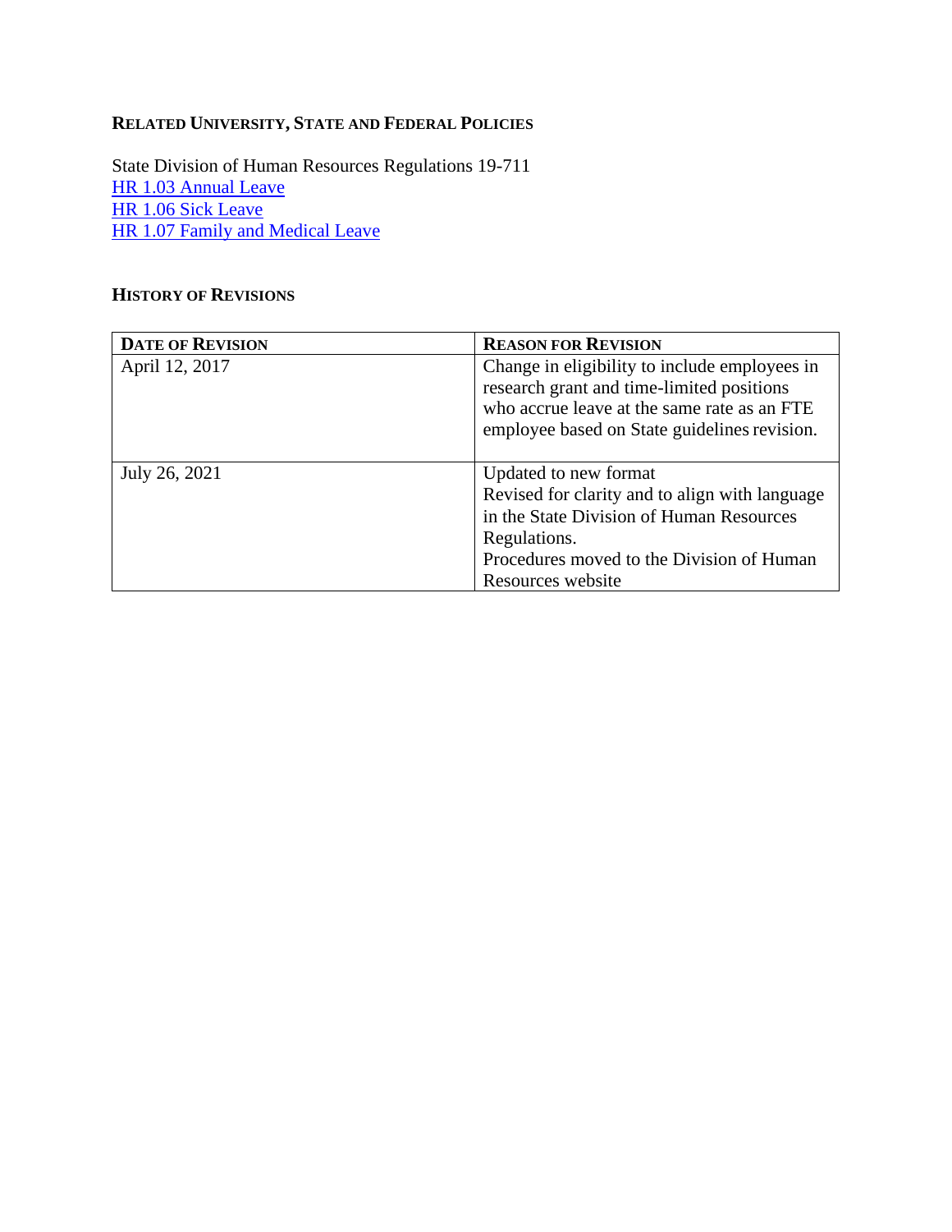## RELATED UNIVERSITY, STATE AND FEDERAL POLICIES

State Division of Human Resources Regulations 19-711
HR 1.03 Annual Leave
HR 1.06 Sick Leave
HR 1.07 Family and Medical Leave

## HISTORY OF REVISIONS

| DATE OF REVISION | REASON FOR REVISION |
|---|---|
| April 12, 2017 | Change in eligibility to include employees in research grant and time-limited positions who accrue leave at the same rate as an FTE employee based on State guidelines revision. |
| July 26, 2021 | Updated to new format<br>Revised for clarity and to align with language in the State Division of Human Resources Regulations.<br>Procedures moved to the Division of Human Resources website |